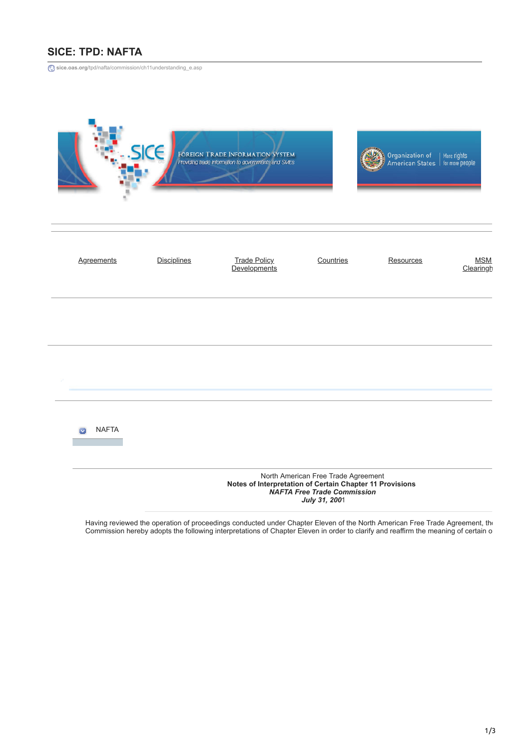# SICE: TPD: NAFTA

sice.oas.org/tpd/nafta/commission/ch11understanding_e.asp

FOREIGN TRADE INFORMATION SYSTEM
Providing trade information to governments and SMEs

Organization of American States | More rights for more people

Agreements | Disciplines | Trade Policy Developments | Countries | Resources | MSM Clearingh

NAFTA

North American Free Trade Agreement
**Notes of Interpretation of Certain Chapter 11 Provisions**
***NAFTA Free Trade Commission***
***July 31, 2001***

Having reviewed the operation of proceedings conducted under Chapter Eleven of the North American Free Trade Agreement, the Commission hereby adopts the following interpretations of Chapter Eleven in order to clarify and reaffirm the meaning of certain o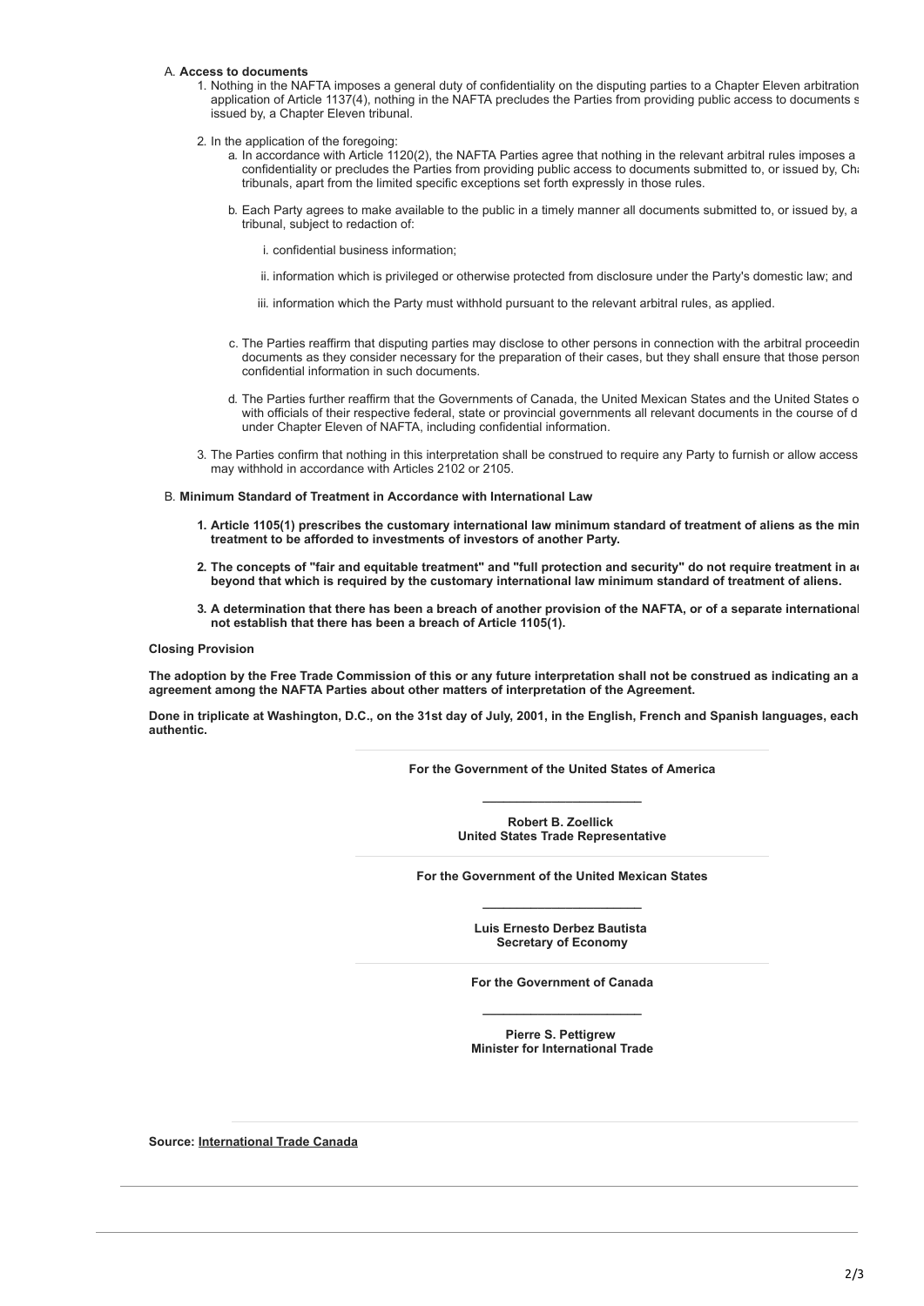A. **Access to documents**

1. Nothing in the NAFTA imposes a general duty of confidentiality on the disputing parties to a Chapter Eleven arbitration application of Article 1137(4), nothing in the NAFTA precludes the Parties from providing public access to documents s issued by, a Chapter Eleven tribunal.

2. In the application of the foregoing:

   a. In accordance with Article 1120(2), the NAFTA Parties agree that nothing in the relevant arbitral rules imposes a confidentiality or precludes the Parties from providing public access to documents submitted to, or issued by, Ch tribunals, apart from the limited specific exceptions set forth expressly in those rules.

   b. Each Party agrees to make available to the public in a timely manner all documents submitted to, or issued by, a tribunal, subject to redaction of:

      i. confidential business information;

      ii. information which is privileged or otherwise protected from disclosure under the Party's domestic law; and

      iii. information which the Party must withhold pursuant to the relevant arbitral rules, as applied.

   c. The Parties reaffirm that disputing parties may disclose to other persons in connection with the arbitral proceedin documents as they consider necessary for the preparation of their cases, but they shall ensure that those person confidential information in such documents.

   d. The Parties further reaffirm that the Governments of Canada, the United Mexican States and the United States o with officials of their respective federal, state or provincial governments all relevant documents in the course of d under Chapter Eleven of NAFTA, including confidential information.

3. The Parties confirm that nothing in this interpretation shall be construed to require any Party to furnish or allow access may withhold in accordance with Articles 2102 or 2105.

B. **Minimum Standard of Treatment in Accordance with International Law**

1. **Article 1105(1) prescribes the customary international law minimum standard of treatment of aliens as the min treatment to be afforded to investments of investors of another Party.**

2. **The concepts of "fair and equitable treatment" and "full protection and security" do not require treatment in a beyond that which is required by the customary international law minimum standard of treatment of aliens.**

3. **A determination that there has been a breach of another provision of the NAFTA, or of a separate international not establish that there has been a breach of Article 1105(1).**

**Closing Provision**

**The adoption by the Free Trade Commission of this or any future interpretation shall not be construed as indicating an a agreement among the NAFTA Parties about other matters of interpretation of the Agreement.**

**Done in triplicate at Washington, D.C., on the 31st day of July, 2001, in the English, French and Spanish languages, each authentic.**

**For the Government of the United States of America**

\_\_\_\_\_\_\_\_\_\_\_\_\_\_\_\_\_\_\_\_\_\_

**Robert B. Zoellick**
**United States Trade Representative**

**For the Government of the United Mexican States**

\_\_\_\_\_\_\_\_\_\_\_\_\_\_\_\_\_\_\_\_\_\_

**Luis Ernesto Derbez Bautista**
**Secretary of Economy**

**For the Government of Canada**

\_\_\_\_\_\_\_\_\_\_\_\_\_\_\_\_\_\_\_\_\_\_

**Pierre S. Pettigrew**
**Minister for International Trade**

**Source: International Trade Canada**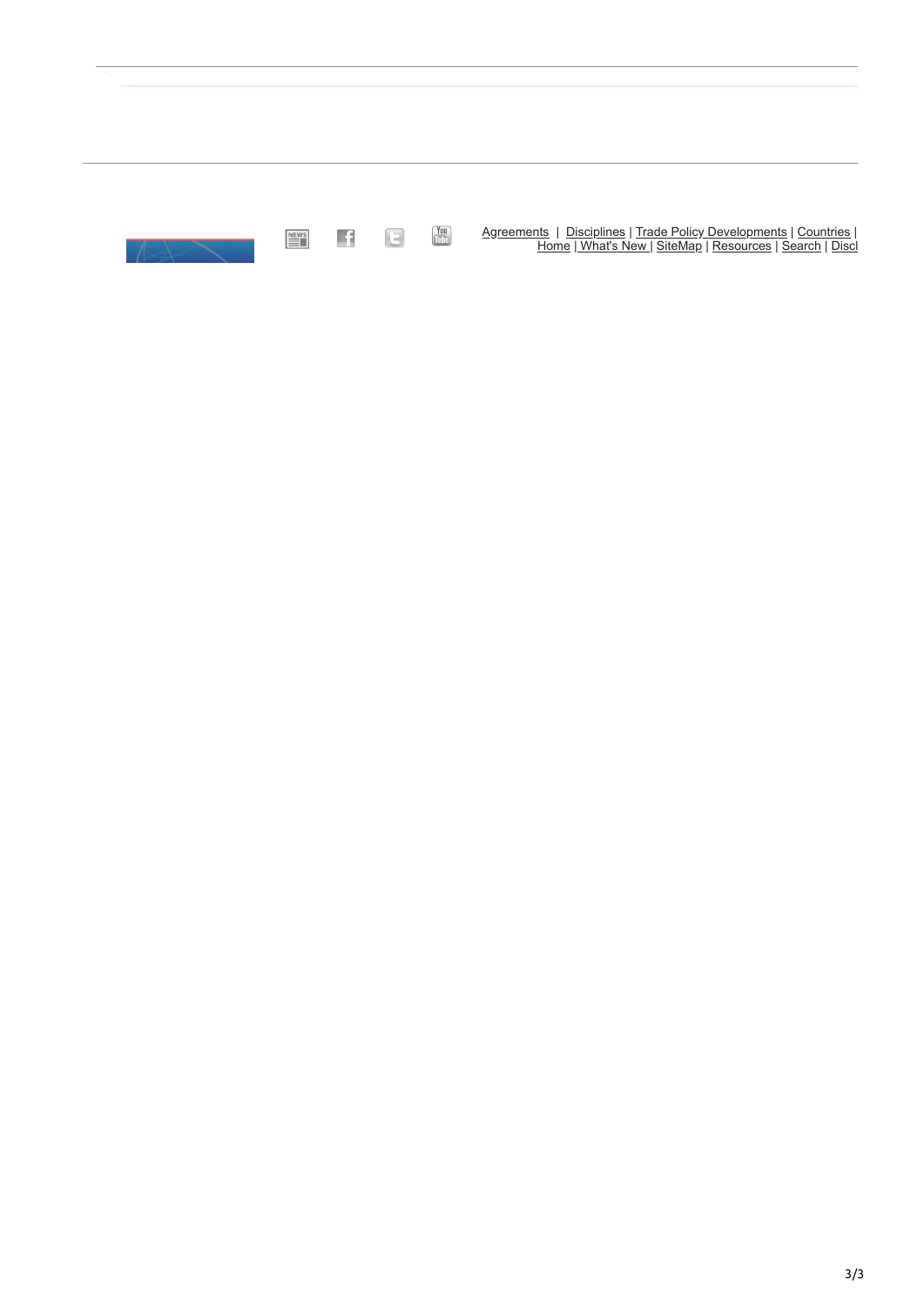Agreements | Disciplines | Trade Policy Developments | Countries |
Home | What's New | SiteMap | Resources | Search | Discl